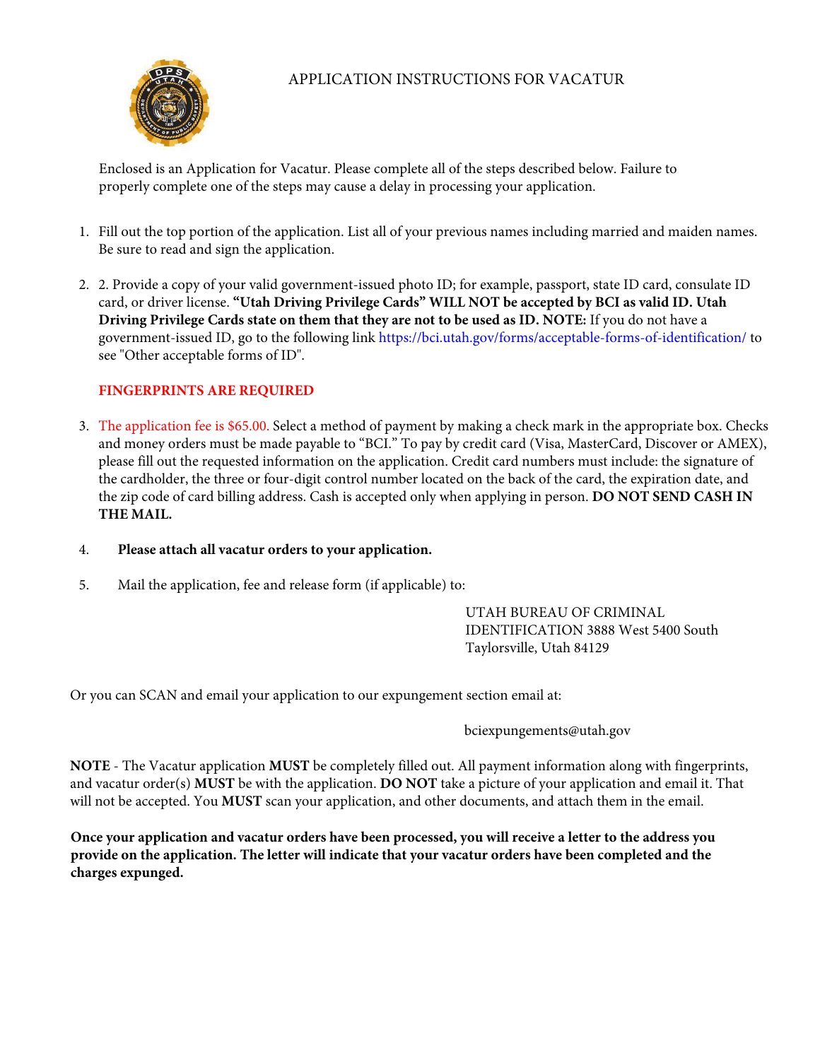# APPLICATION INSTRUCTIONS FOR VACATUR

Enclosed is an Application for Vacatur. Please complete all of the steps described below. Failure to properly complete one of the steps may cause a delay in processing your application.

1. Fill out the top portion of the application. List all of your previous names including married and maiden names. Be sure to read and sign the application.

2. 2. Provide a copy of your valid government-issued photo ID; for example, passport, state ID card, consulate ID card, or driver license. **"Utah Driving Privilege Cards" WILL NOT be accepted by BCI as valid ID. Utah Driving Privilege Cards state on them that they are not to be used as ID. NOTE:** If you do not have a government-issued ID, go to the following link https://bci.utah.gov/forms/acceptable-forms-of-identification/ to see "Other acceptable forms of ID".

   **FINGERPRINTS ARE REQUIRED**

3. The application fee is $65.00. Select a method of payment by making a check mark in the appropriate box. Checks and money orders must be made payable to "BCI." To pay by credit card (Visa, MasterCard, Discover or AMEX), please fill out the requested information on the application. Credit card numbers must include: the signature of the cardholder, the three or four-digit control number located on the back of the card, the expiration date, and the zip code of card billing address. Cash is accepted only when applying in person. **DO NOT SEND CASH IN THE MAIL.**

4. **Please attach all vacatur orders to your application.**

5. Mail the application, fee and release form (if applicable) to:

   UTAH BUREAU OF CRIMINAL IDENTIFICATION 3888 West 5400 South
   Taylorsville, Utah 84129

Or you can SCAN and email your application to our expungement section email at:

bciexpungements@utah.gov

**NOTE** - The Vacatur application **MUST** be completely filled out. All payment information along with fingerprints, and vacatur order(s) **MUST** be with the application. **DO NOT** take a picture of your application and email it. That will not be accepted. You **MUST** scan your application, and other documents, and attach them in the email.

**Once your application and vacatur orders have been processed, you will receive a letter to the address you provide on the application. The letter will indicate that your vacatur orders have been completed and the charges expunged.**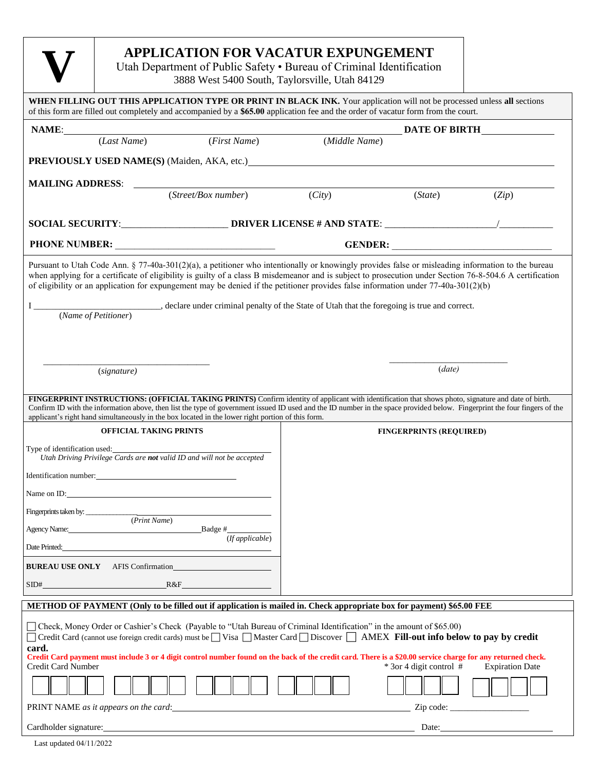# V

## APPLICATION FOR VACATUR EXPUNGEMENT

Utah Department of Public Safety • Bureau of Criminal Identification
3888 West 5400 South, Taylorsville, Utah 84129

**WHEN FILLING OUT THIS APPLICATION TYPE OR PRINT IN BLACK INK.** Your application will not be processed unless **all** sections of this form are filled out completely and accompanied by a **$65.00** application fee and the order of vacatur form from the court.

**NAME**: ______________________________ **DATE OF BIRTH** ______________
*(Last Name)* *(First Name)* *(Middle Name)*

**PREVIOUSLY USED NAME(S)** (Maiden, AKA, etc.) ______________________________

**MAILING ADDRESS**: ______________________________
*(Street/Box number)* *(City)* *(State)* *(Zip)*

**SOCIAL SECURITY**: ____________________ **DRIVER LICENSE # AND STATE**: ____________________ / __________

**PHONE NUMBER**: ______________________________ **GENDER**: ______________________________

Pursuant to Utah Code Ann. § 77-40a-301(2)(a), a petitioner who intentionally or knowingly provides false or misleading information to the bureau when applying for a certificate of eligibility is guilty of a class B misdemeanor and is subject to prosecution under Section 76-8-504.6 A certification of eligibility or an application for expungement may be denied if the petitioner provides false information under 77-40a-301(2)(b)

I ______________________________, declare under criminal penalty of the State of Utah that the foregoing is true and correct.
*(Name of Petitioner)*

______________________________ ______________________________
*(signature)* *(date)*

**FINGERPRINT INSTRUCTIONS: (OFFICIAL TAKING PRINTS)** Confirm identity of applicant with identification that shows photo, signature and date of birth. Confirm ID with the information above, then list the type of government issued ID used and the ID number in the space provided below. Fingerprint the four fingers of the applicant's right hand simultaneously in the box located in the lower right portion of this form.

### OFFICIAL TAKING PRINTS

Type of identification used: ______________________________
*Utah Driving Privilege Cards are **not** valid ID and will not be accepted*

Identification number: ______________________________

Name on ID: ______________________________

Fingerprints taken by: ______________________________
*(Print Name)*

Agency Name: ______________________________ Badge # __________
*(If applicable)*

Date Printed: ______________________________

**BUREAU USE ONLY** AFIS Confirmation ______________________________

SID# ______________________________ R&F ______________________________

### FINGERPRINTS (REQUIRED)

**METHOD OF PAYMENT (Only to be filled out if application is mailed in. Check appropriate box for payment) $65.00 FEE**

☐ Check, Money Order or Cashier's Check (Payable to "Utah Bureau of Criminal Identification" in the amount of $65.00)

☐ Credit Card (cannot use foreign credit cards) must be ☐ Visa ☐ Master Card ☐ Discover ☐ AMEX **Fill-out info below to pay by credit card.**

**Credit Card payment must include 3 or 4 digit control number found on the back of the credit card. There is a $20.00 service charge for any returned check.**

Credit Card Number ______________________________ * 3or 4 digit control # __________ Expiration Date __________

PRINT NAME *as it appears on the card*: ______________________________ Zip code: ______________

Cardholder signature: ______________________________ Date: ______________

Last updated 04/11/2022